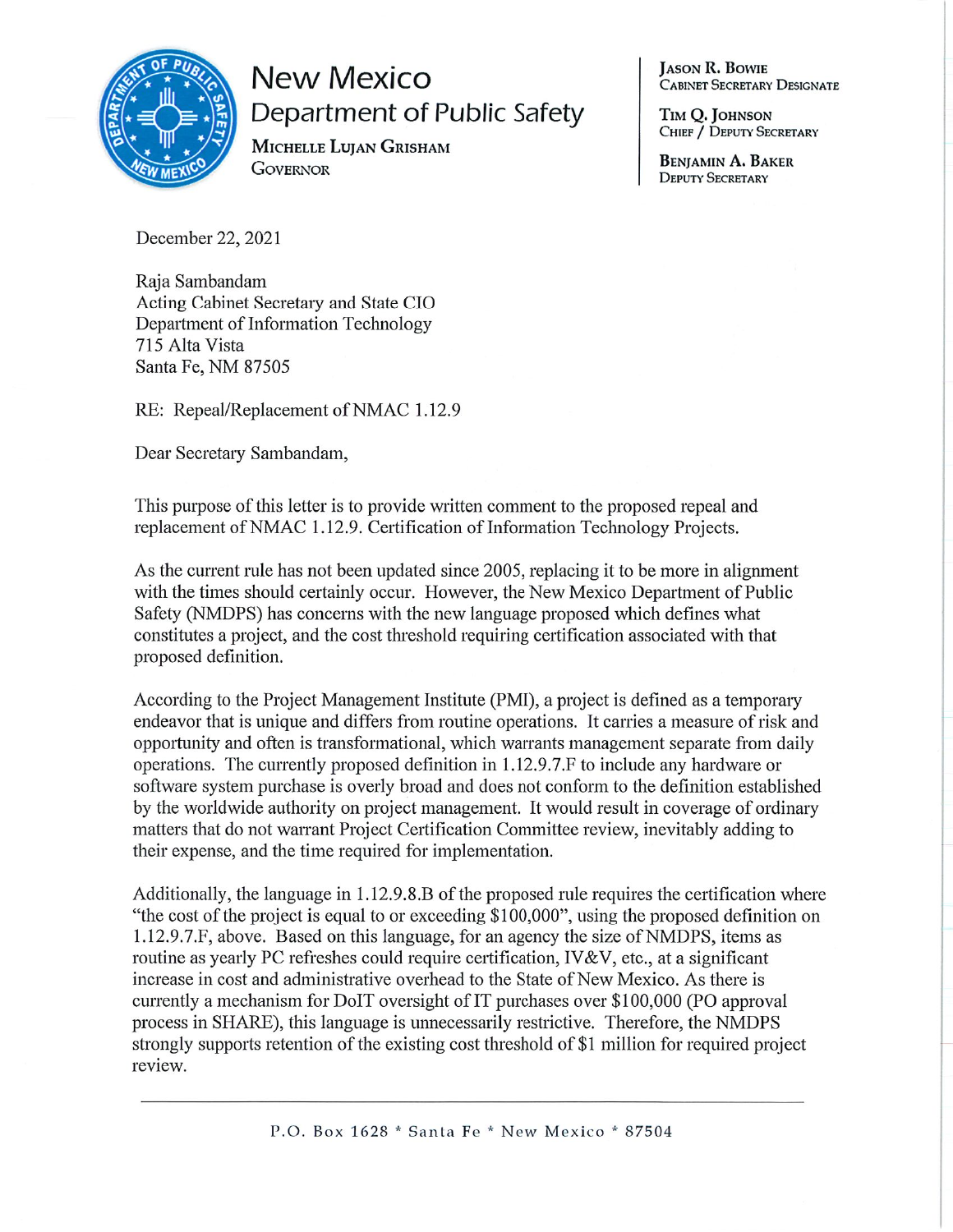# New Mexico
## Department of Public Safety

**Michelle Lujan Grisham**
Governor

**Jason R. Bowie**
Cabinet Secretary Designate

**Tim Q. Johnson**
Chief / Deputy Secretary

**Benjamin A. Baker**
Deputy Secretary

December 22, 2021

Raja Sambandam
Acting Cabinet Secretary and State CIO
Department of Information Technology
715 Alta Vista
Santa Fe, NM 87505

RE: Repeal/Replacement of NMAC 1.12.9

Dear Secretary Sambandam,

This purpose of this letter is to provide written comment to the proposed repeal and replacement of NMAC 1.12.9. Certification of Information Technology Projects.

As the current rule has not been updated since 2005, replacing it to be more in alignment with the times should certainly occur. However, the New Mexico Department of Public Safety (NMDPS) has concerns with the new language proposed which defines what constitutes a project, and the cost threshold requiring certification associated with that proposed definition.

According to the Project Management Institute (PMI), a project is defined as a temporary endeavor that is unique and differs from routine operations. It carries a measure of risk and opportunity and often is transformational, which warrants management separate from daily operations. The currently proposed definition in 1.12.9.7.F to include any hardware or software system purchase is overly broad and does not conform to the definition established by the worldwide authority on project management. It would result in coverage of ordinary matters that do not warrant Project Certification Committee review, inevitably adding to their expense, and the time required for implementation.

Additionally, the language in 1.12.9.8.B of the proposed rule requires the certification where "the cost of the project is equal to or exceeding $100,000", using the proposed definition on 1.12.9.7.F, above. Based on this language, for an agency the size of NMDPS, items as routine as yearly PC refreshes could require certification, IV&V, etc., at a significant increase in cost and administrative overhead to the State of New Mexico. As there is currently a mechanism for DoIT oversight of IT purchases over $100,000 (PO approval process in SHARE), this language is unnecessarily restrictive. Therefore, the NMDPS strongly supports retention of the existing cost threshold of $1 million for required project review.

P.O. Box 1628 * Santa Fe * New Mexico * 87504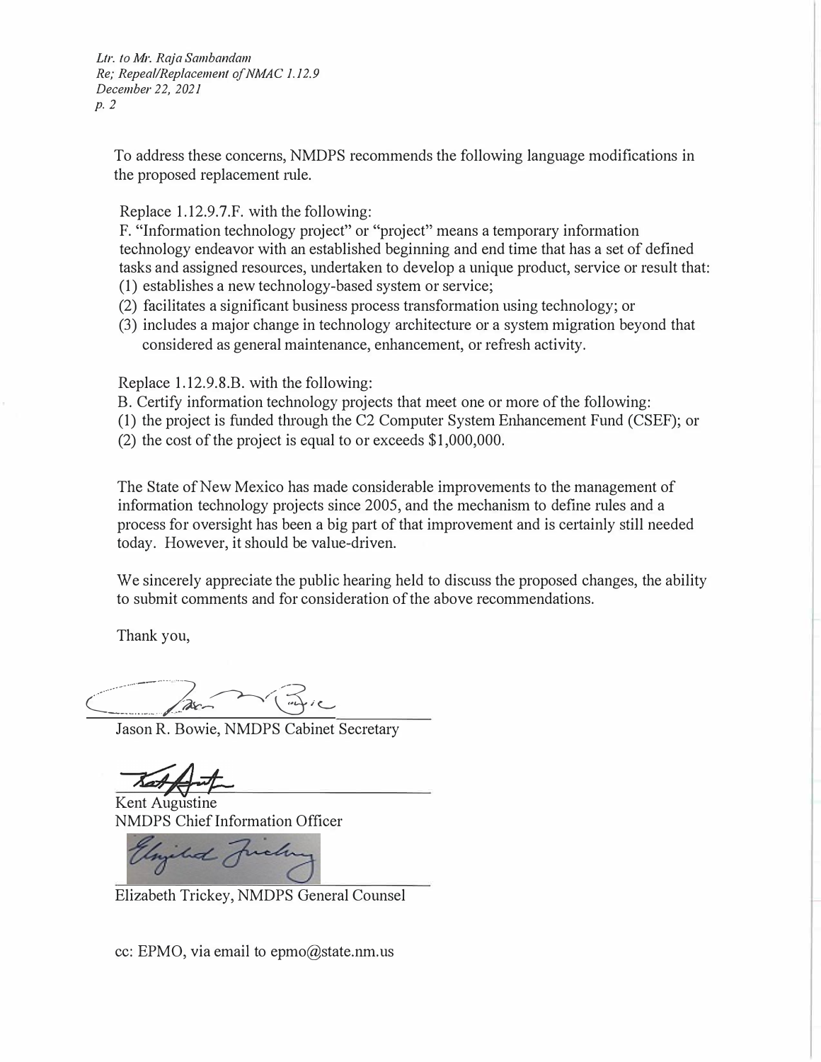To address these concerns, NMDPS recommends the following language modifications in the proposed replacement rule.

Replace 1.12.9.7.F. with the following:

F. "Information technology project" or "project" means a temporary information technology endeavor with an established beginning and end time that has a set of defined tasks and assigned resources, undertaken to develop a unique product, service or result that:

(1) establishes a new technology-based system or service;

(2) facilitates a significant business process transformation using technology; or

(3) includes a major change in technology architecture or a system migration beyond that considered as general maintenance, enhancement, or refresh activity.

Replace 1.12.9.8.B. with the following:

B. Certify information technology projects that meet one or more of the following:

(1) the project is funded through the C2 Computer System Enhancement Fund (CSEF); or

(2) the cost of the project is equal to or exceeds $1,000,000.

The State of New Mexico has made considerable improvements to the management of information technology projects since 2005, and the mechanism to define rules and a process for oversight has been a big part of that improvement and is certainly still needed today. However, it should be value-driven.

We sincerely appreciate the public hearing held to discuss the proposed changes, the ability to submit comments and for consideration of the above recommendations.

Thank you,

Jason R. Bowie, NMDPS Cabinet Secretary

Kent Augustine
NMDPS Chief Information Officer

Elizabeth Trickey, NMDPS General Counsel

cc: EPMO, via email to epmo@state.nm.us